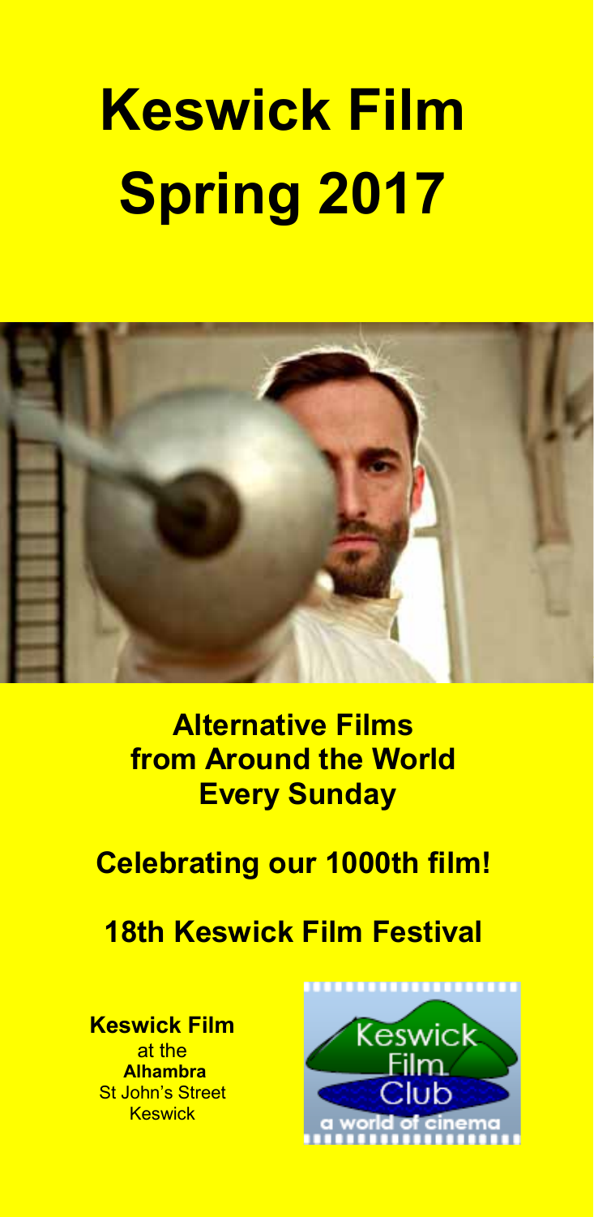# Keswick Film Spring 2017

**Alternative Films from Around the World Every Sunday**

**Celebrating our 1000th film!**

**18th Keswick Film Festival**

**Keswick Film**
at the
**Alhambra**
St John's Street
Keswick

Keswick Film Club
a world of cinema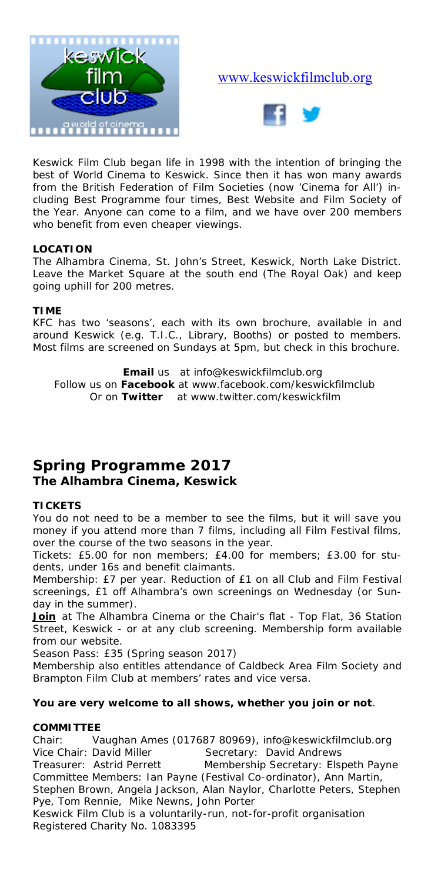www.keswickfilmclub.org

Keswick Film Club began life in 1998 with the intention of bringing the best of World Cinema to Keswick. Since then it has won many awards from the British Federation of Film Societies (now 'Cinema for All') including Best Programme four times, Best Website and Film Society of the Year. Anyone can come to a film, and we have over 200 members who benefit from even cheaper viewings.

**LOCATION**
The Alhambra Cinema, St. John's Street, Keswick, North Lake District. Leave the Market Square at the south end (The Royal Oak) and keep going uphill for 200 metres.

**TIME**
KFC has two 'seasons', each with its own brochure, available in and around Keswick (e.g. T.I.C., Library, Booths) or posted to members. Most films are screened on Sundays at 5pm, but check in this brochure.

**Email** us at info@keswickfilmclub.org
Follow us on **Facebook** at www.facebook.com/keswickfilmclub
Or on **Twitter** at www.twitter.com/keswickfilm

## Spring Programme 2017
### The Alhambra Cinema, Keswick

**TICKETS**
You do not need to be a member to see the films, but it will save you money if you attend more than 7 films, including all Film Festival films, over the course of the two seasons in the year.

Tickets: £5.00 for non members; £4.00 for members; £3.00 for students, under 16s and benefit claimants.

Membership: £7 per year. Reduction of £1 on all Club and Film Festival screenings, £1 off Alhambra's own screenings on Wednesday (or Sunday in the summer).

**Join** at The Alhambra Cinema or the Chair's flat - Top Flat, 36 Station Street, Keswick - or at any club screening. Membership form available from our website.

Season Pass: £35 (Spring season 2017)

Membership also entitles attendance of Caldbeck Area Film Society and Brampton Film Club at members' rates and vice versa.

**You are very welcome to all shows, whether you join or not**.

**COMMITTEE**
Chair: Vaughan Ames (017687 80969), info@keswickfilmclub.org
Vice Chair: David Miller Secretary: David Andrews
Treasurer: Astrid Perrett Membership Secretary: Elspeth Payne
Committee Members: Ian Payne (Festival Co-ordinator), Ann Martin, Stephen Brown, Angela Jackson, Alan Naylor, Charlotte Peters, Stephen Pye, Tom Rennie, Mike Newns, John Porter

Keswick Film Club is a voluntarily-run, not-for-profit organisation
Registered Charity No. 1083395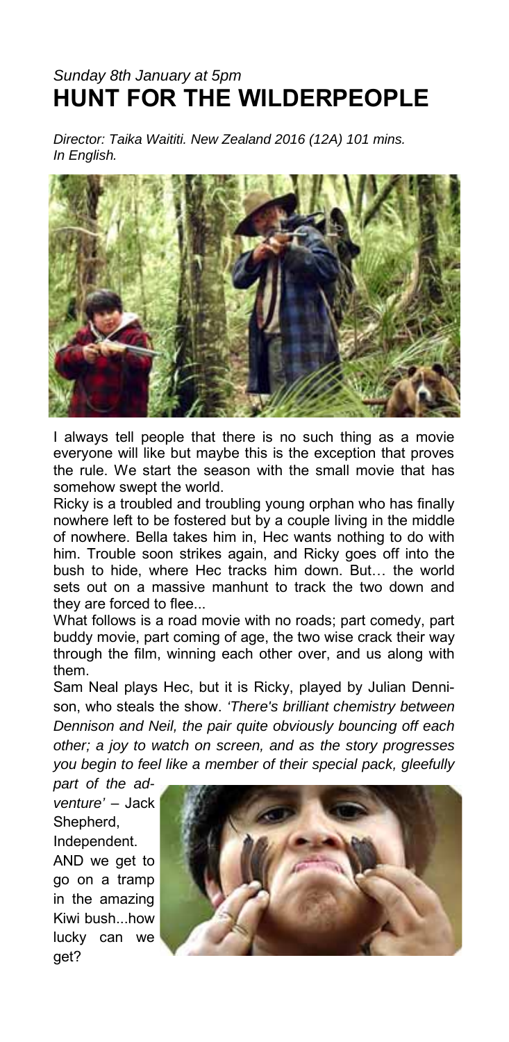*Sunday 8th January at 5pm*

# HUNT FOR THE WILDERPEOPLE

*Director: Taika Waititi. New Zealand 2016 (12A) 101 mins. In English.*

I always tell people that there is no such thing as a movie everyone will like but maybe this is the exception that proves the rule. We start the season with the small movie that has somehow swept the world.

Ricky is a troubled and troubling young orphan who has finally nowhere left to be fostered but by a couple living in the middle of nowhere. Bella takes him in, Hec wants nothing to do with him. Trouble soon strikes again, and Ricky goes off into the bush to hide, where Hec tracks him down. But… the world sets out on a massive manhunt to track the two down and they are forced to flee...

What follows is a road movie with no roads; part comedy, part buddy movie, part coming of age, the two wise crack their way through the film, winning each other over, and us along with them.

Sam Neal plays Hec, but it is Ricky, played by Julian Dennison, who steals the show. *'There's brilliant chemistry between Dennison and Neil, the pair quite obviously bouncing off each other; a joy to watch on screen, and as the story progresses you begin to feel like a member of their special pack, gleefully part of the adventure'* – Jack Shepherd, Independent.

AND we get to go on a tramp in the amazing Kiwi bush...how lucky can we get?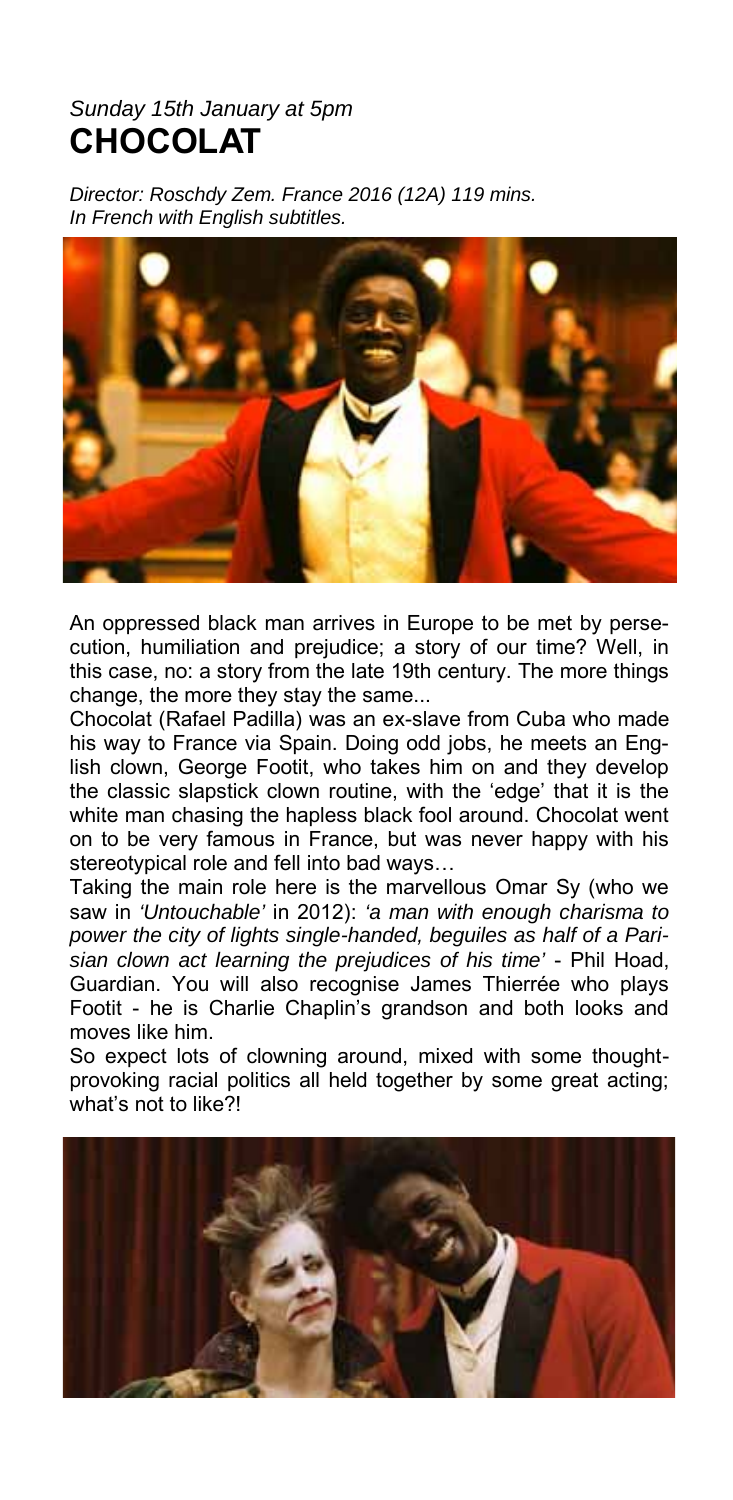*Sunday 15th January at 5pm*

# CHOCOLAT

*Director: Roschdy Zem. France 2016 (12A) 119 mins.*
*In French with English subtitles.*

An oppressed black man arrives in Europe to be met by persecution, humiliation and prejudice; a story of our time? Well, in this case, no: a story from the late 19th century. The more things change, the more they stay the same...

Chocolat (Rafael Padilla) was an ex-slave from Cuba who made his way to France via Spain. Doing odd jobs, he meets an English clown, George Footit, who takes him on and they develop the classic slapstick clown routine, with the 'edge' that it is the white man chasing the hapless black fool around. Chocolat went on to be very famous in France, but was never happy with his stereotypical role and fell into bad ways…

Taking the main role here is the marvellous Omar Sy (who we saw in *'Untouchable'* in 2012): *'a man with enough charisma to power the city of lights single-handed, beguiles as half of a Parisian clown act learning the prejudices of his time'* - Phil Hoad, Guardian. You will also recognise James Thierrée who plays Footit - he is Charlie Chaplin's grandson and both looks and moves like him.

So expect lots of clowning around, mixed with some thought-provoking racial politics all held together by some great acting; what's not to like?!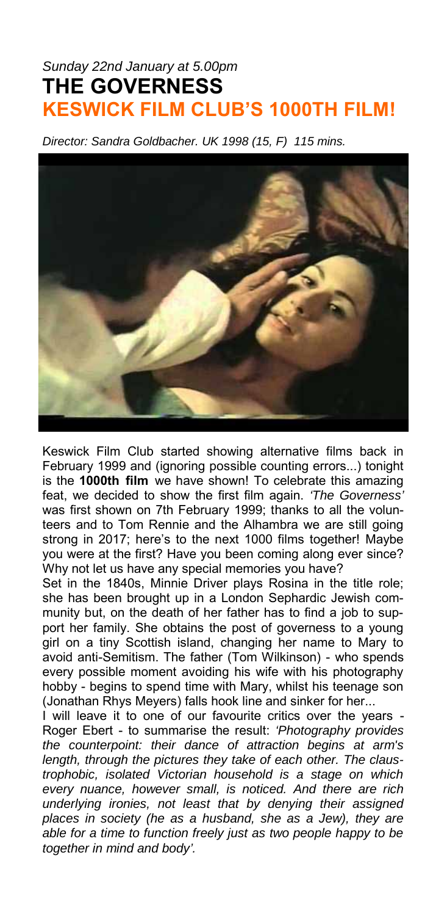*Sunday 22nd January at 5.00pm*

# THE GOVERNESS

## KESWICK FILM CLUB'S 1000TH FILM!

*Director: Sandra Goldbacher. UK 1998 (15, F) 115 mins.*

Keswick Film Club started showing alternative films back in February 1999 and (ignoring possible counting errors...) tonight is the **1000th film** we have shown! To celebrate this amazing feat, we decided to show the first film again. *'The Governess'* was first shown on 7th February 1999; thanks to all the volunteers and to Tom Rennie and the Alhambra we are still going strong in 2017; here's to the next 1000 films together! Maybe you were at the first? Have you been coming along ever since? Why not let us have any special memories you have?

Set in the 1840s, Minnie Driver plays Rosina in the title role; she has been brought up in a London Sephardic Jewish community but, on the death of her father has to find a job to support her family. She obtains the post of governess to a young girl on a tiny Scottish island, changing her name to Mary to avoid anti-Semitism. The father (Tom Wilkinson) - who spends every possible moment avoiding his wife with his photography hobby - begins to spend time with Mary, whilst his teenage son (Jonathan Rhys Meyers) falls hook line and sinker for her...

I will leave it to one of our favourite critics over the years - Roger Ebert - to summarise the result: *'Photography provides the counterpoint: their dance of attraction begins at arm's length, through the pictures they take of each other. The claustrophobic, isolated Victorian household is a stage on which every nuance, however small, is noticed. And there are rich underlying ironies, not least that by denying their assigned places in society (he as a husband, she as a Jew), they are able for a time to function freely just as two people happy to be together in mind and body'.*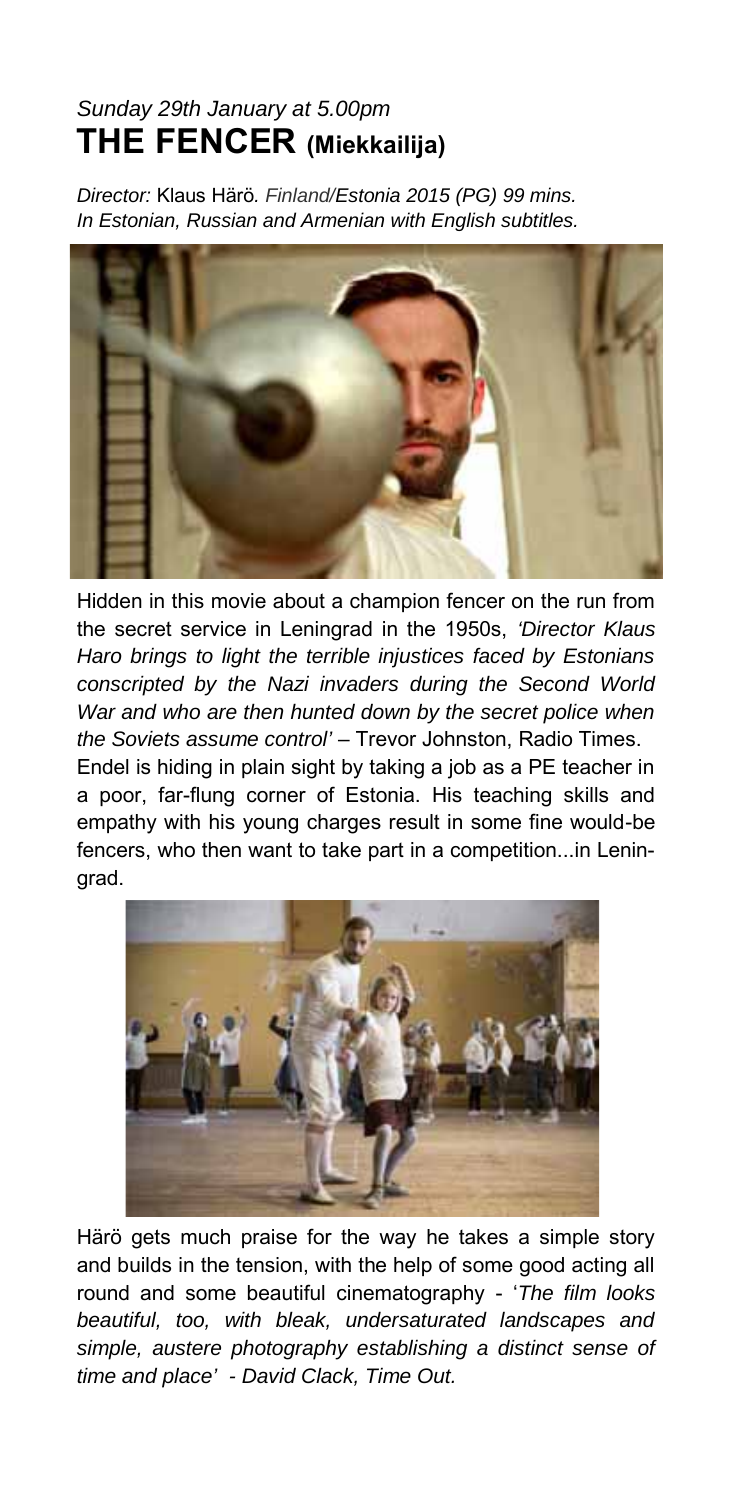*Sunday 29th January at 5.00pm*

## THE FENCER (Miekkailija)

*Director:* Klaus Härö*. Finland/Estonia 2015 (PG) 99 mins.*
*In Estonian, Russian and Armenian with English subtitles.*

Hidden in this movie about a champion fencer on the run from the secret service in Leningrad in the 1950s, *'Director Klaus Haro brings to light the terrible injustices faced by Estonians conscripted by the Nazi invaders during the Second World War and who are then hunted down by the secret police when the Soviets assume control'* – Trevor Johnston, Radio Times.

Endel is hiding in plain sight by taking a job as a PE teacher in a poor, far-flung corner of Estonia. His teaching skills and empathy with his young charges result in some fine would-be fencers, who then want to take part in a competition...in Leningrad.

Härö gets much praise for the way he takes a simple story and builds in the tension, with the help of some good acting all round and some beautiful cinematography - '*The film looks beautiful, too, with bleak, undersaturated landscapes and simple, austere photography establishing a distinct sense of time and place' - David Clack, Time Out.*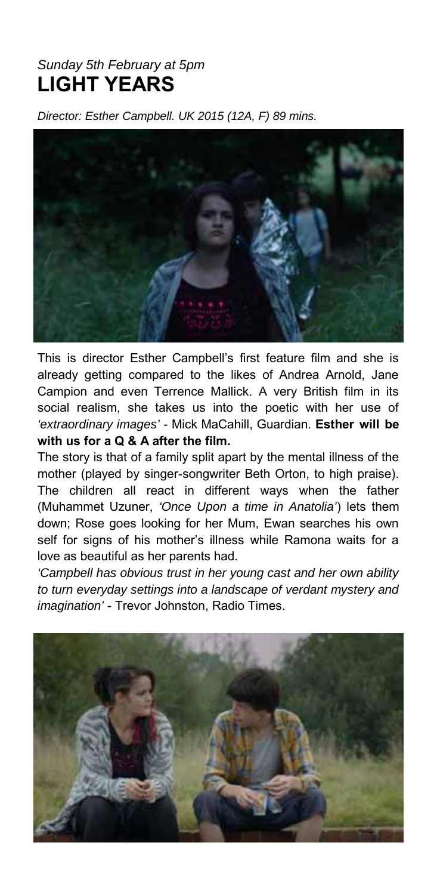*Sunday 5th February at 5pm*

# LIGHT YEARS

*Director: Esther Campbell. UK 2015 (12A, F) 89 mins.*

This is director Esther Campbell's first feature film and she is already getting compared to the likes of Andrea Arnold, Jane Campion and even Terrence Mallick. A very British film in its social realism, she takes us into the poetic with her use of *'extraordinary images'* - Mick MaCahill, Guardian. **Esther will be with us for a Q & A after the film.**

The story is that of a family split apart by the mental illness of the mother (played by singer-songwriter Beth Orton, to high praise). The children all react in different ways when the father (Muhammet Uzuner, *'Once Upon a time in Anatolia'*) lets them down; Rose goes looking for her Mum, Ewan searches his own self for signs of his mother's illness while Ramona waits for a love as beautiful as her parents had.

*'Campbell has obvious trust in her young cast and her own ability to turn everyday settings into a landscape of verdant mystery and imagination'* - Trevor Johnston, Radio Times.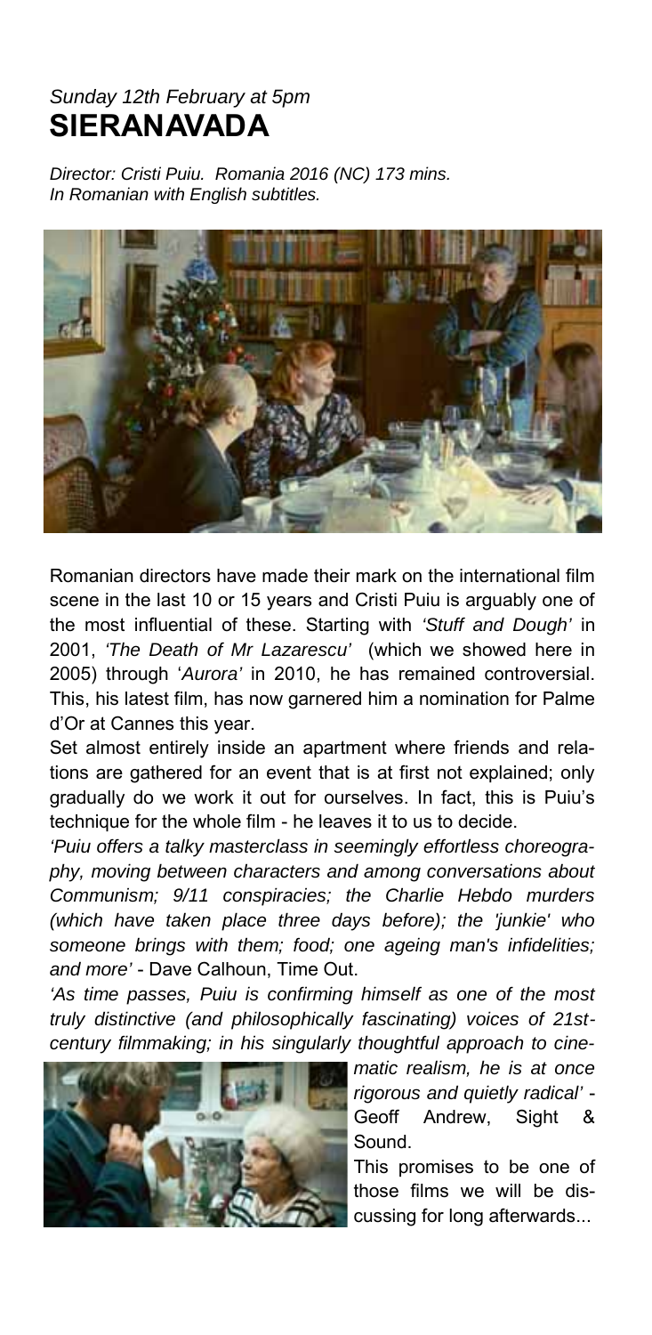*Sunday 12th February at 5pm*

# SIERANAVADA

*Director: Cristi Puiu. Romania 2016 (NC) 173 mins.*
*In Romanian with English subtitles.*

Romanian directors have made their mark on the international film scene in the last 10 or 15 years and Cristi Puiu is arguably one of the most influential of these. Starting with *'Stuff and Dough'* in 2001, *'The Death of Mr Lazarescu'* (which we showed here in 2005) through '*Aurora'* in 2010, he has remained controversial. This, his latest film, has now garnered him a nomination for Palme d'Or at Cannes this year.

Set almost entirely inside an apartment where friends and relations are gathered for an event that is at first not explained; only gradually do we work it out for ourselves. In fact, this is Puiu's technique for the whole film - he leaves it to us to decide.

*'Puiu offers a talky masterclass in seemingly effortless choreography, moving between characters and among conversations about Communism; 9/11 conspiracies; the Charlie Hebdo murders (which have taken place three days before); the 'junkie' who someone brings with them; food; one ageing man's infidelities; and more'* - Dave Calhoun, Time Out.

*'As time passes, Puiu is confirming himself as one of the most truly distinctive (and philosophically fascinating) voices of 21st-century filmmaking; in his singularly thoughtful approach to cinematic realism, he is at once rigorous and quietly radical'* - Geoff Andrew, Sight & Sound.

This promises to be one of those films we will be discussing for long afterwards...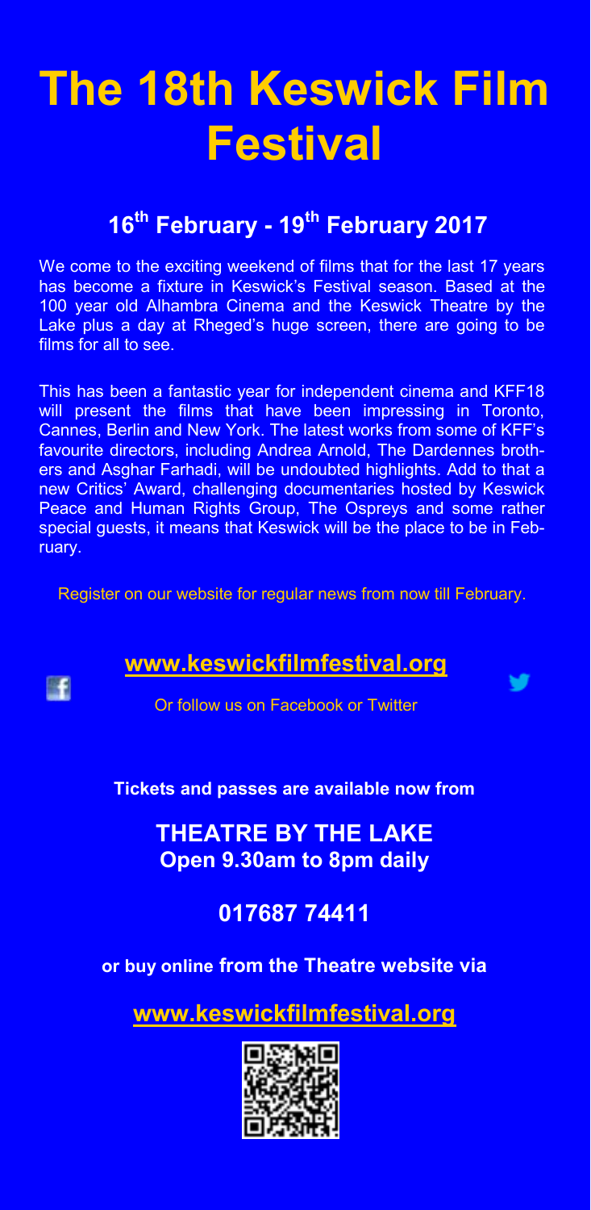# The 18th Keswick Film Festival

## 16th February - 19th February 2017

We come to the exciting weekend of films that for the last 17 years has become a fixture in Keswick's Festival season. Based at the 100 year old Alhambra Cinema and the Keswick Theatre by the Lake plus a day at Rheged's huge screen, there are going to be films for all to see.

This has been a fantastic year for independent cinema and KFF18 will present the films that have been impressing in Toronto, Cannes, Berlin and New York. The latest works from some of KFF's favourite directors, including Andrea Arnold, The Dardennes brothers and Asghar Farhadi, will be undoubted highlights. Add to that a new Critics' Award, challenging documentaries hosted by Keswick Peace and Human Rights Group, The Ospreys and some rather special guests, it means that Keswick will be the place to be in February.

Register on our website for regular news from now till February.

**www.keswickfilmfestival.org**

Or follow us on Facebook or Twitter

**Tickets and passes are available now from**

**THEATRE BY THE LAKE**
**Open 9.30am to 8pm daily**

**017687 74411**

**or buy online from the Theatre website via**

**www.keswickfilmfestival.org**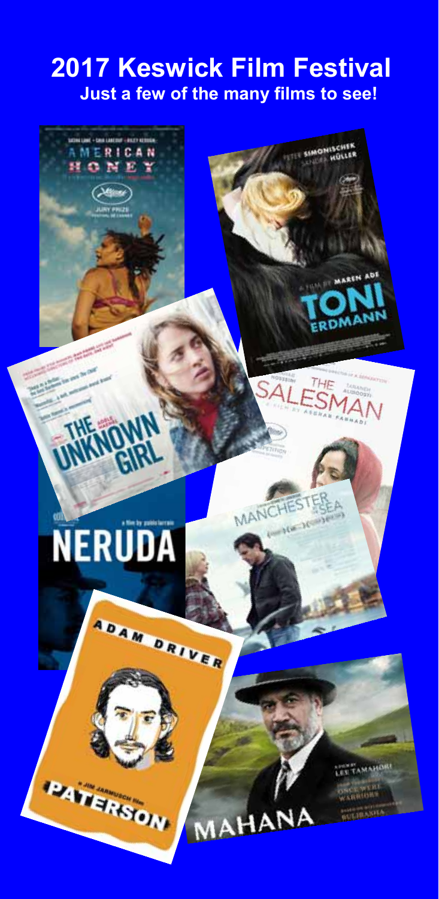# 2017 Keswick Film Festival

**Just a few of the many films to see!**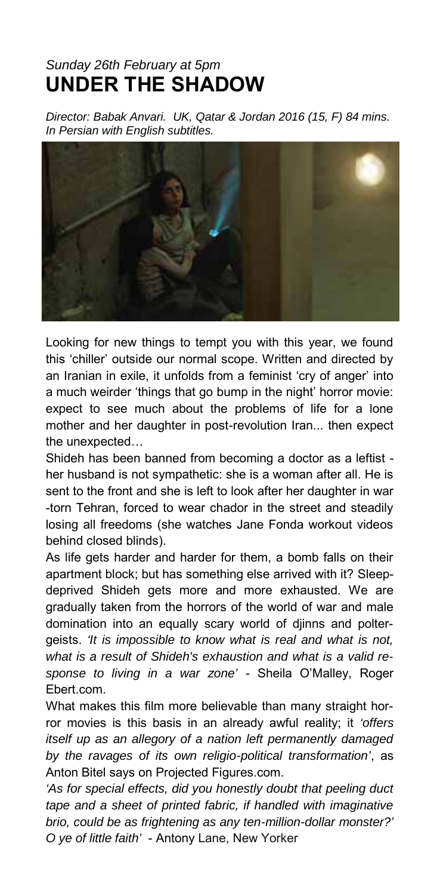*Sunday 26th February at 5pm*

# UNDER THE SHADOW

*Director: Babak Anvari. UK, Qatar & Jordan 2016 (15, F) 84 mins. In Persian with English subtitles.*

Looking for new things to tempt you with this year, we found this 'chiller' outside our normal scope. Written and directed by an Iranian in exile, it unfolds from a feminist 'cry of anger' into a much weirder 'things that go bump in the night' horror movie: expect to see much about the problems of life for a lone mother and her daughter in post-revolution Iran... then expect the unexpected…

Shideh has been banned from becoming a doctor as a leftist - her husband is not sympathetic: she is a woman after all. He is sent to the front and she is left to look after her daughter in war-torn Tehran, forced to wear chador in the street and steadily losing all freedoms (she watches Jane Fonda workout videos behind closed blinds).

As life gets harder and harder for them, a bomb falls on their apartment block; but has something else arrived with it? Sleep-deprived Shideh gets more and more exhausted. We are gradually taken from the horrors of the world of war and male domination into an equally scary world of djinns and poltergeists. *'It is impossible to know what is real and what is not, what is a result of Shideh's exhaustion and what is a valid response to living in a war zone'* - Sheila O'Malley, Roger Ebert.com.

What makes this film more believable than many straight horror movies is this basis in an already awful reality; it *'offers itself up as an allegory of a nation left permanently damaged by the ravages of its own religio-political transformation'*, as Anton Bitel says on Projected Figures.com.

*'As for special effects, did you honestly doubt that peeling duct tape and a sheet of printed fabric, if handled with imaginative brio, could be as frightening as any ten-million-dollar monster?' O ye of little faith'* - Antony Lane, New Yorker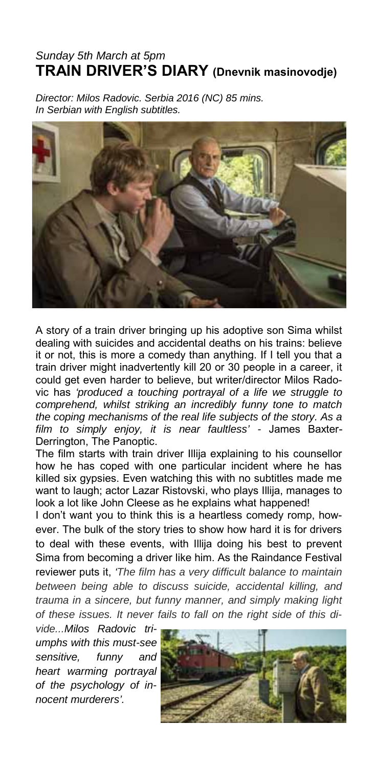*Sunday 5th March at 5pm*

## TRAIN DRIVER'S DIARY (Dnevnik masinovodje)

*Director: Milos Radovic. Serbia 2016 (NC) 85 mins.*
*In Serbian with English subtitles.*

A story of a train driver bringing up his adoptive son Sima whilst dealing with suicides and accidental deaths on his trains: believe it or not, this is more a comedy than anything. If I tell you that a train driver might inadvertently kill 20 or 30 people in a career, it could get even harder to believe, but writer/director Milos Radovic has *'produced a touching portrayal of a life we struggle to comprehend, whilst striking an incredibly funny tone to match the coping mechanisms of the real life subjects of the story. As a film to simply enjoy, it is near faultless'* - James Baxter-Derrington, The Panoptic.

The film starts with train driver Illija explaining to his counsellor how he has coped with one particular incident where he has killed six gypsies. Even watching this with no subtitles made me want to laugh; actor Lazar Ristovski, who plays Illija, manages to look a lot like John Cleese as he explains what happened!

I don't want you to think this is a heartless comedy romp, however. The bulk of the story tries to show how hard it is for drivers to deal with these events, with Illija doing his best to prevent Sima from becoming a driver like him. As the Raindance Festival reviewer puts it, *'The film has a very difficult balance to maintain between being able to discuss suicide, accidental killing, and trauma in a sincere, but funny manner, and simply making light of these issues. It never fails to fall on the right side of this divide...Milos Radovic triumphs with this must-see sensitive, funny and heart warming portrayal of the psychology of innocent murderers'.*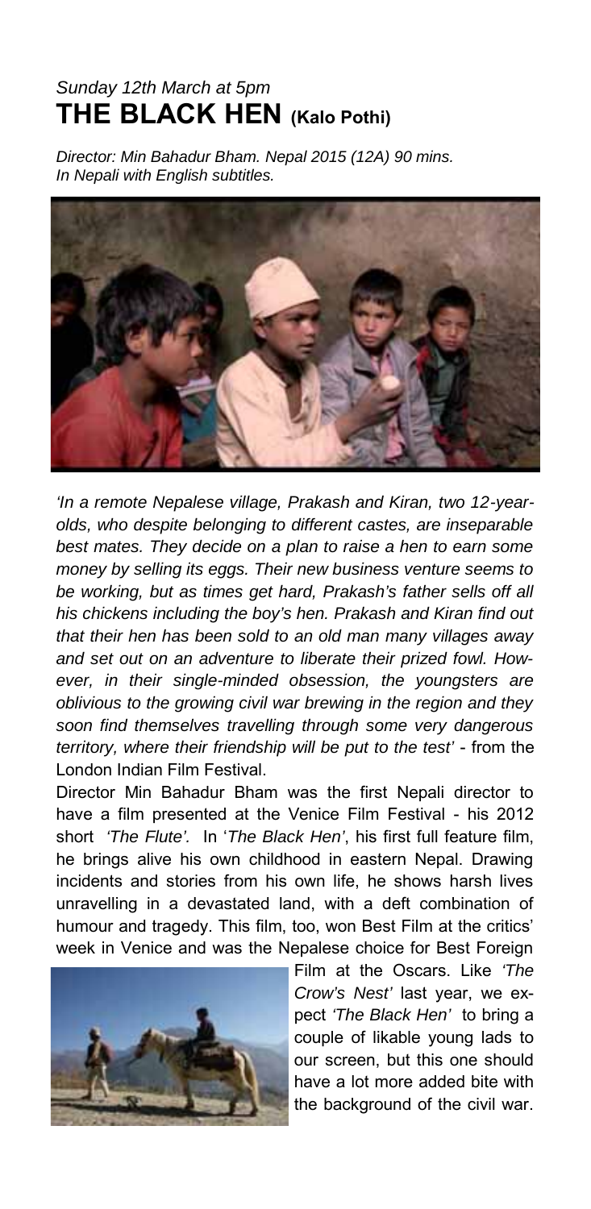*Sunday 12th March at 5pm*

# THE BLACK HEN (Kalo Pothi)

*Director: Min Bahadur Bham. Nepal 2015 (12A) 90 mins. In Nepali with English subtitles.*

*'In a remote Nepalese village, Prakash and Kiran, two 12-year-olds, who despite belonging to different castes, are inseparable best mates. They decide on a plan to raise a hen to earn some money by selling its eggs. Their new business venture seems to be working, but as times get hard, Prakash's father sells off all his chickens including the boy's hen. Prakash and Kiran find out that their hen has been sold to an old man many villages away and set out on an adventure to liberate their prized fowl. However, in their single-minded obsession, the youngsters are oblivious to the growing civil war brewing in the region and they soon find themselves travelling through some very dangerous territory, where their friendship will be put to the test'* - from the London Indian Film Festival.

Director Min Bahadur Bham was the first Nepali director to have a film presented at the Venice Film Festival - his 2012 short *'The Flute'.* In '*The Black Hen'*, his first full feature film, he brings alive his own childhood in eastern Nepal. Drawing incidents and stories from his own life, he shows harsh lives unravelling in a devastated land, with a deft combination of humour and tragedy. This film, too, won Best Film at the critics' week in Venice and was the Nepalese choice for Best Foreign Film at the Oscars. Like *'The Crow's Nest'* last year, we expect *'The Black Hen'* to bring a couple of likable young lads to our screen, but this one should have a lot more added bite with the background of the civil war.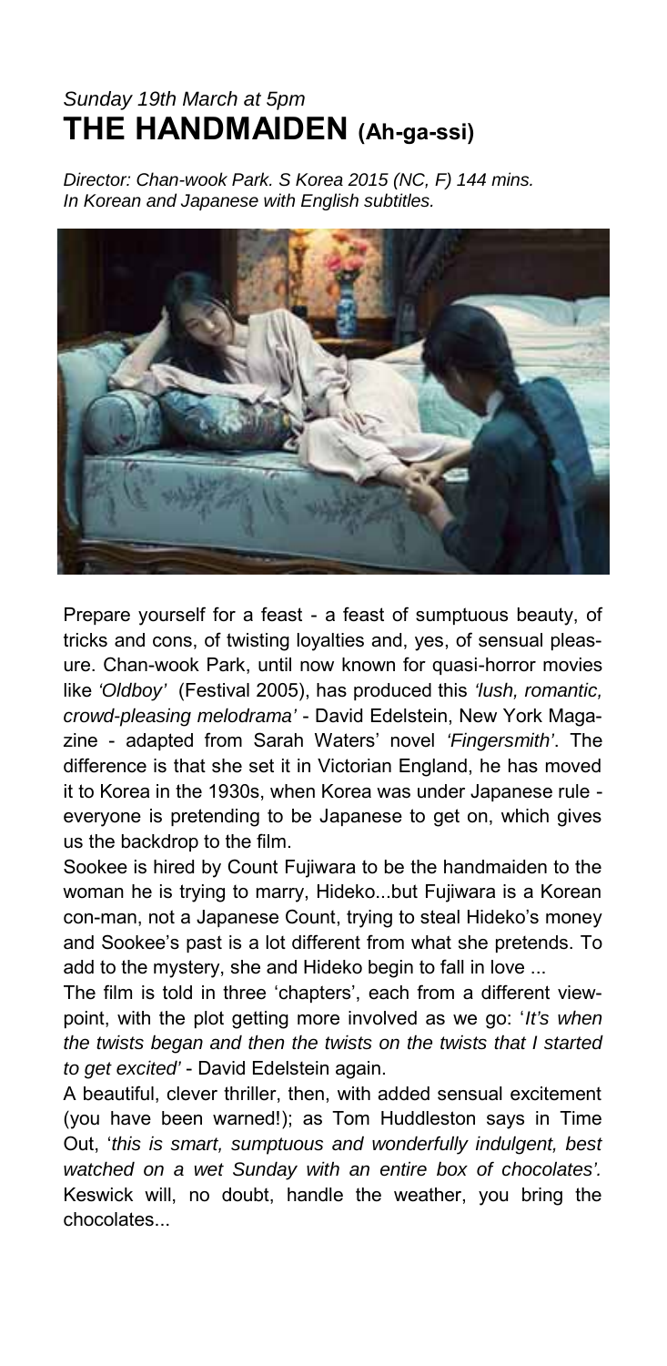*Sunday 19th March at 5pm*

# THE HANDMAIDEN (Ah-ga-ssi)

*Director: Chan-wook Park. S Korea 2015 (NC, F) 144 mins.*
*In Korean and Japanese with English subtitles.*

Prepare yourself for a feast - a feast of sumptuous beauty, of tricks and cons, of twisting loyalties and, yes, of sensual pleasure. Chan-wook Park, until now known for quasi-horror movies like *'Oldboy'* (Festival 2005), has produced this *'lush, romantic, crowd-pleasing melodrama'* - David Edelstein, New York Magazine - adapted from Sarah Waters' novel *'Fingersmith'*. The difference is that she set it in Victorian England, he has moved it to Korea in the 1930s, when Korea was under Japanese rule - everyone is pretending to be Japanese to get on, which gives us the backdrop to the film.

Sookee is hired by Count Fujiwara to be the handmaiden to the woman he is trying to marry, Hideko...but Fujiwara is a Korean con-man, not a Japanese Count, trying to steal Hideko's money and Sookee's past is a lot different from what she pretends. To add to the mystery, she and Hideko begin to fall in love ...

The film is told in three 'chapters', each from a different viewpoint, with the plot getting more involved as we go: '*It's when the twists began and then the twists on the twists that I started to get excited'* - David Edelstein again.

A beautiful, clever thriller, then, with added sensual excitement (you have been warned!); as Tom Huddleston says in Time Out, '*this is smart, sumptuous and wonderfully indulgent, best watched on a wet Sunday with an entire box of chocolates'.* Keswick will, no doubt, handle the weather, you bring the chocolates...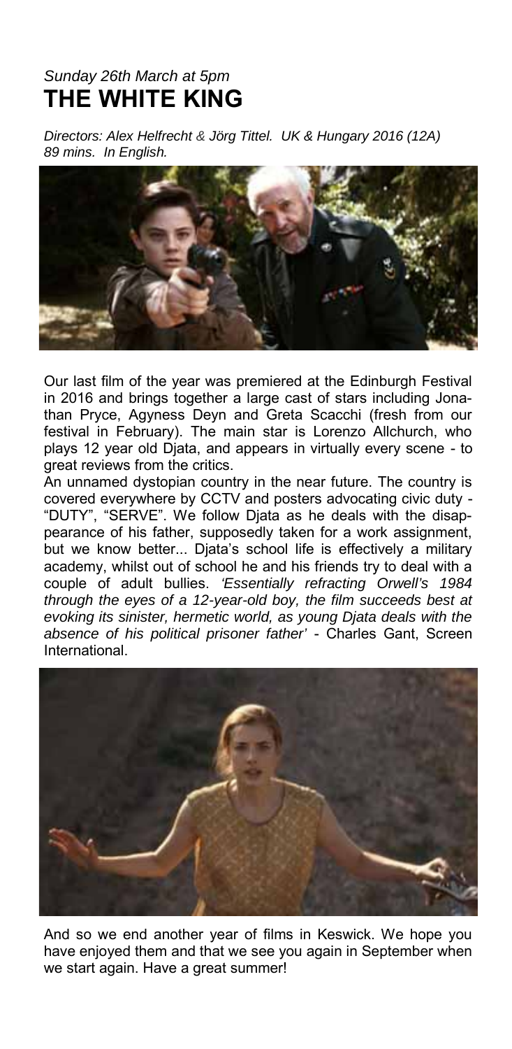*Sunday 26th March at 5pm*

# THE WHITE KING

*Directors: Alex Helfrecht & Jörg Tittel. UK & Hungary 2016 (12A) 89 mins. In English.*

Our last film of the year was premiered at the Edinburgh Festival in 2016 and brings together a large cast of stars including Jonathan Pryce, Agyness Deyn and Greta Scacchi (fresh from our festival in February). The main star is Lorenzo Allchurch, who plays 12 year old Djata, and appears in virtually every scene - to great reviews from the critics.

An unnamed dystopian country in the near future. The country is covered everywhere by CCTV and posters advocating civic duty - "DUTY", "SERVE". We follow Djata as he deals with the disappearance of his father, supposedly taken for a work assignment, but we know better... Djata's school life is effectively a military academy, whilst out of school he and his friends try to deal with a couple of adult bullies. *'Essentially refracting Orwell's 1984 through the eyes of a 12-year-old boy, the film succeeds best at evoking its sinister, hermetic world, as young Djata deals with the absence of his political prisoner father'* - Charles Gant, Screen International.

And so we end another year of films in Keswick. We hope you have enjoyed them and that we see you again in September when we start again. Have a great summer!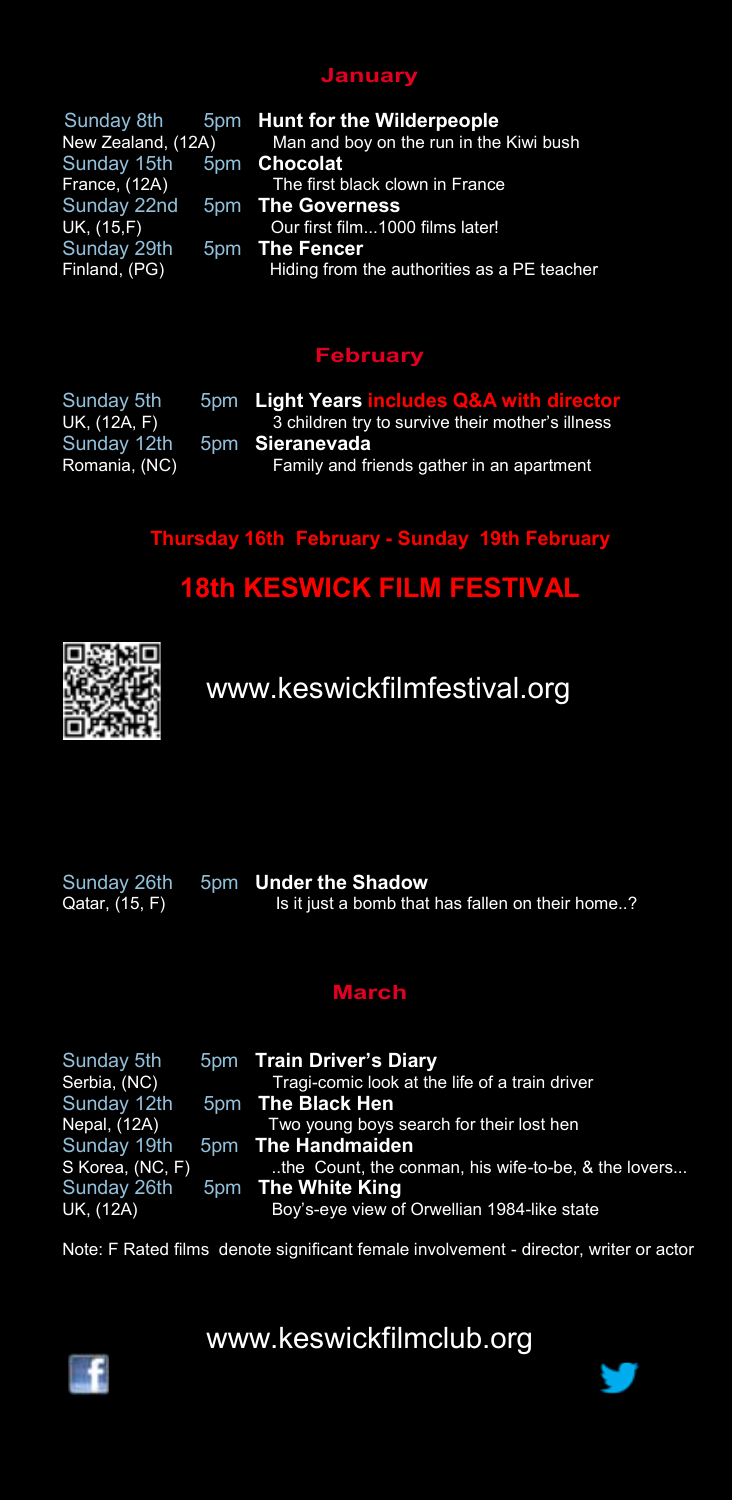## January

| | | |
|---|---|---|
| Sunday 8th<br>New Zealand, (12A) | 5pm | **Hunt for the Wilderpeople**<br>Man and boy on the run in the Kiwi bush |
| Sunday 15th<br>France, (12A) | 5pm | **Chocolat**<br>The first black clown in France |
| Sunday 22nd<br>UK, (15,F) | 5pm | **The Governess**<br>Our first film...1000 films later! |
| Sunday 29th<br>Finland, (PG) | 5pm | **The Fencer**<br>Hiding from the authorities as a PE teacher |

## February

| | | |
|---|---|---|
| Sunday 5th<br>UK, (12A, F) | 5pm | **Light Years includes Q&A with director**<br>3 children try to survive their mother's illness |
| Sunday 12th<br>Romania, (NC) | 5pm | **Sieranevada**<br>Family and friends gather in an apartment |

**Thursday 16th February - Sunday 19th February**

## 18th KESWICK FILM FESTIVAL

www.keswickfilmfestival.org

| | | |
|---|---|---|
| Sunday 26th<br>Qatar, (15, F) | 5pm | **Under the Shadow**<br>Is it just a bomb that has fallen on their home..? |

## March

| | | |
|---|---|---|
| Sunday 5th<br>Serbia, (NC) | 5pm | **Train Driver's Diary**<br>Tragi-comic look at the life of a train driver |
| Sunday 12th<br>Nepal, (12A) | 5pm | **The Black Hen**<br>Two young boys search for their lost hen |
| Sunday 19th<br>S Korea, (NC, F) | 5pm | **The Handmaiden**<br>..the Count, the conman, his wife-to-be, & the lovers... |
| Sunday 26th<br>UK, (12A) | 5pm | **The White King**<br>Boy's-eye view of Orwellian 1984-like state |

Note: F Rated films denote significant female involvement - director, writer or actor

www.keswickfilmclub.org